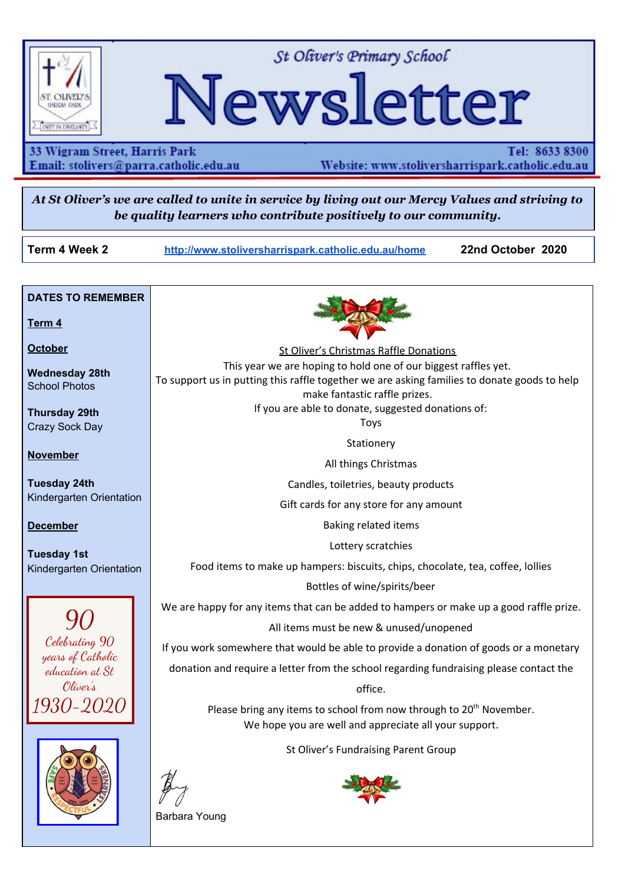# St Oliver's Primary School Newsletter

33 Wigram Street, Harris Park
Email: stolivers@parra.catholic.edu.au
Tel: 8633 8300
Website: www.stoliversharrispark.catholic.edu.au

***At St Oliver's we are called to unite in service by living out our Mercy Values and striving to be quality learners who contribute positively to our community.***

**Term 4 Week 2** http://www.stoliversharrispark.catholic.edu.au/home **22nd October 2020**

**DATES TO REMEMBER**

**Term 4**

**October**

**Wednesday 28th**
School Photos

**Thursday 29th**
Crazy Sock Day

**November**

**Tuesday 24th**
Kindergarten Orientation

**December**

**Tuesday 1st**
Kindergarten Orientation

*90*
*Celebrating 90 years of Catholic education at St Oliver's*
*1930-2020*

St Oliver's Christmas Raffle Donations

This year we are hoping to hold one of our biggest raffles yet.
To support us in putting this raffle together we are asking families to donate goods to help make fantastic raffle prizes.
If you are able to donate, suggested donations of:

Toys

Stationery

All things Christmas

Candles, toiletries, beauty products

Gift cards for any store for any amount

Baking related items

Lottery scratchies

Food items to make up hampers: biscuits, chips, chocolate, tea, coffee, lollies

Bottles of wine/spirits/beer

We are happy for any items that can be added to hampers or make up a good raffle prize.

All items must be new & unused/unopened

If you work somewhere that would be able to provide a donation of goods or a monetary donation and require a letter from the school regarding fundraising please contact the office.

Please bring any items to school from now through to 20th November.
We hope you are well and appreciate all your support.

St Oliver's Fundraising Parent Group

Barbara Young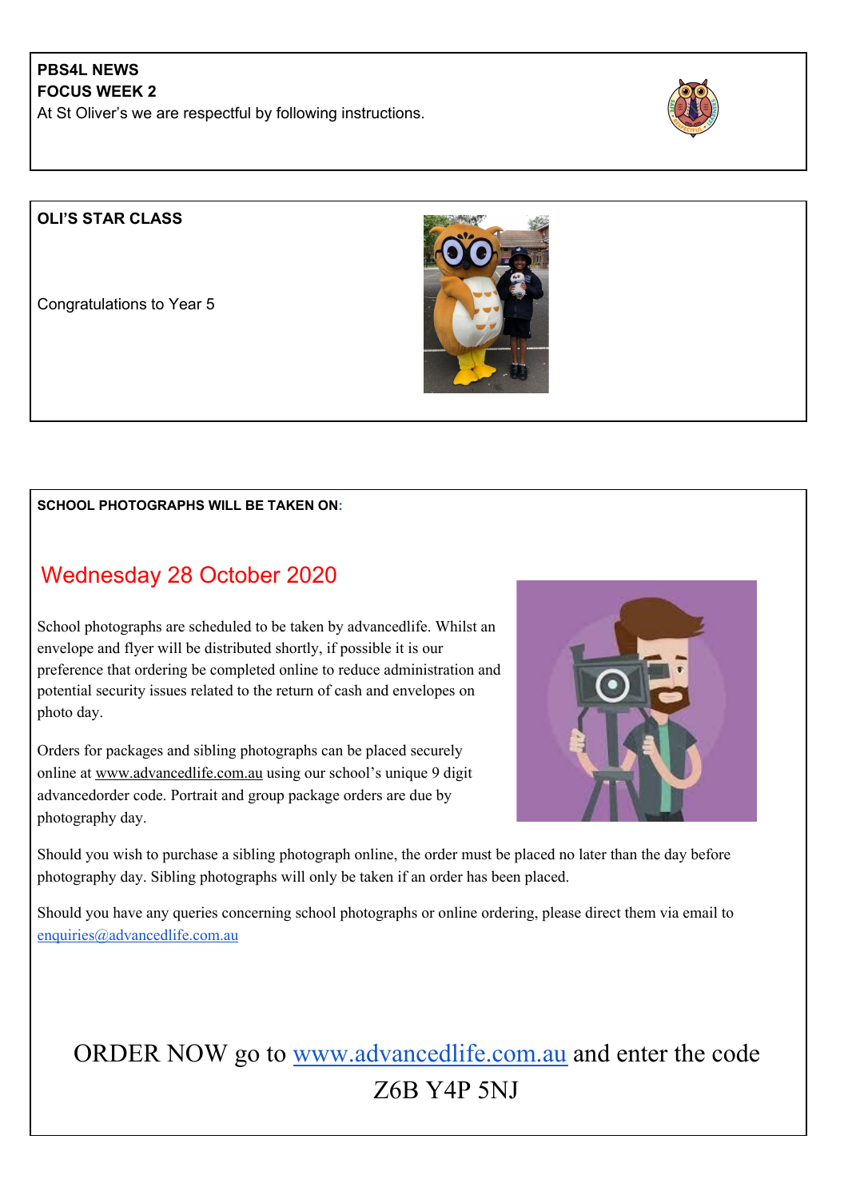**PBS4L NEWS**
**FOCUS WEEK 2**
At St Oliver's we are respectful by following instructions.

**OLI'S STAR CLASS**

Congratulations to Year 5

**SCHOOL PHOTOGRAPHS WILL BE TAKEN ON:**

## Wednesday 28 October 2020

School photographs are scheduled to be taken by advancedlife. Whilst an envelope and flyer will be distributed shortly, if possible it is our preference that ordering be completed online to reduce administration and potential security issues related to the return of cash and envelopes on photo day.

Orders for packages and sibling photographs can be placed securely online at www.advancedlife.com.au using our school's unique 9 digit advancedorder code. Portrait and group package orders are due by photography day.

Should you wish to purchase a sibling photograph online, the order must be placed no later than the day before photography day. Sibling photographs will only be taken if an order has been placed.

Should you have any queries concerning school photographs or online ordering, please direct them via email to enquiries@advancedlife.com.au

ORDER NOW go to www.advancedlife.com.au and enter the code Z6B Y4P 5NJ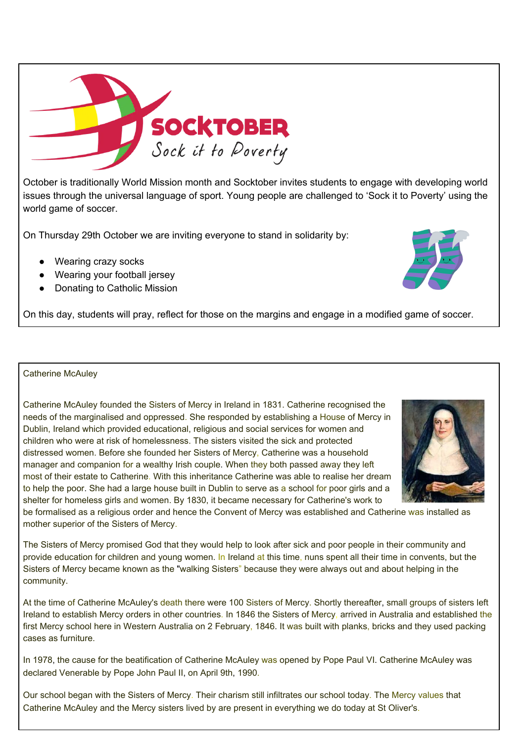# SOCKTOBER

*Sock it to Poverty*

October is traditionally World Mission month and Socktober invites students to engage with developing world issues through the universal language of sport. Young people are challenged to 'Sock it to Poverty' using the world game of soccer.

On Thursday 29th October we are inviting everyone to stand in solidarity by:

- Wearing crazy socks
- Wearing your football jersey
- Donating to Catholic Mission

On this day, students will pray, reflect for those on the margins and engage in a modified game of soccer.

## Catherine McAuley

Catherine McAuley founded the Sisters of Mercy in Ireland in 1831. Catherine recognised the needs of the marginalised and oppressed. She responded by establishing a House of Mercy in Dublin, Ireland which provided educational, religious and social services for women and children who were at risk of homelessness. The sisters visited the sick and protected distressed women. Before she founded her Sisters of Mercy, Catherine was a household manager and companion for a wealthy Irish couple. When they both passed away they left most of their estate to Catherine. With this inheritance Catherine was able to realise her dream to help the poor. She had a large house built in Dublin to serve as a school for poor girls and a shelter for homeless girls and women. By 1830, it became necessary for Catherine's work to be formalised as a religious order and hence the Convent of Mercy was established and Catherine was installed as mother superior of the Sisters of Mercy.

The Sisters of Mercy promised God that they would help to look after sick and poor people in their community and provide education for children and young women. In Ireland at this time, nuns spent all their time in convents, but the Sisters of Mercy became known as the "walking Sisters" because they were always out and about helping in the community.

At the time of Catherine McAuley's death there were 100 Sisters of Mercy. Shortly thereafter, small groups of sisters left Ireland to establish Mercy orders in other countries. In 1846 the Sisters of Mercy, arrived in Australia and established the first Mercy school here in Western Australia on 2 February, 1846. It was built with planks, bricks and they used packing cases as furniture.

In 1978, the cause for the beatification of Catherine McAuley was opened by Pope Paul VI. Catherine McAuley was declared Venerable by Pope John Paul II, on April 9th, 1990.

Our school began with the Sisters of Mercy. Their charism still infiltrates our school today. The Mercy values that Catherine McAuley and the Mercy sisters lived by are present in everything we do today at St Oliver's.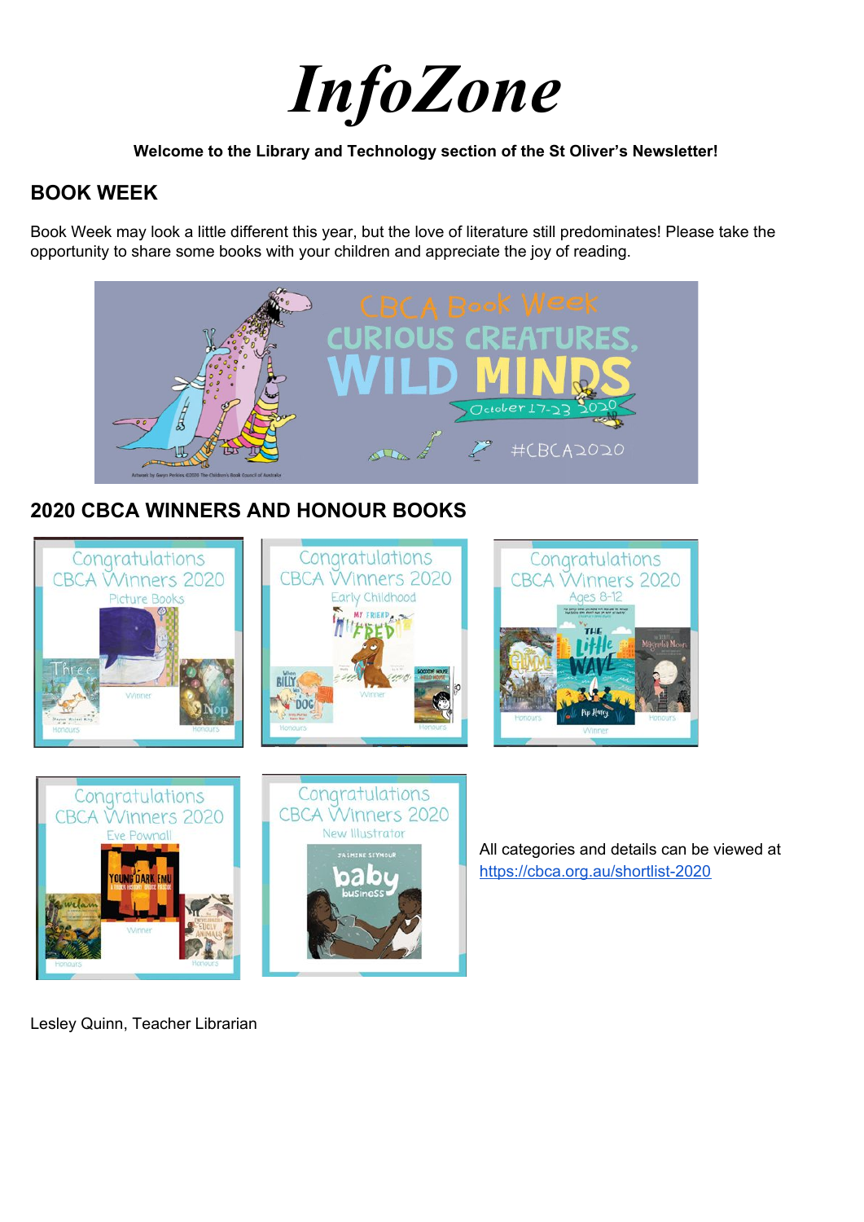# InfoZone

**Welcome to the Library and Technology section of the St Oliver's Newsletter!**

## BOOK WEEK

Book Week may look a little different this year, but the love of literature still predominates! Please take the opportunity to share some books with your children and appreciate the joy of reading.

## 2020 CBCA WINNERS AND HONOUR BOOKS

All categories and details can be viewed at https://cbca.org.au/shortlist-2020

Lesley Quinn, Teacher Librarian